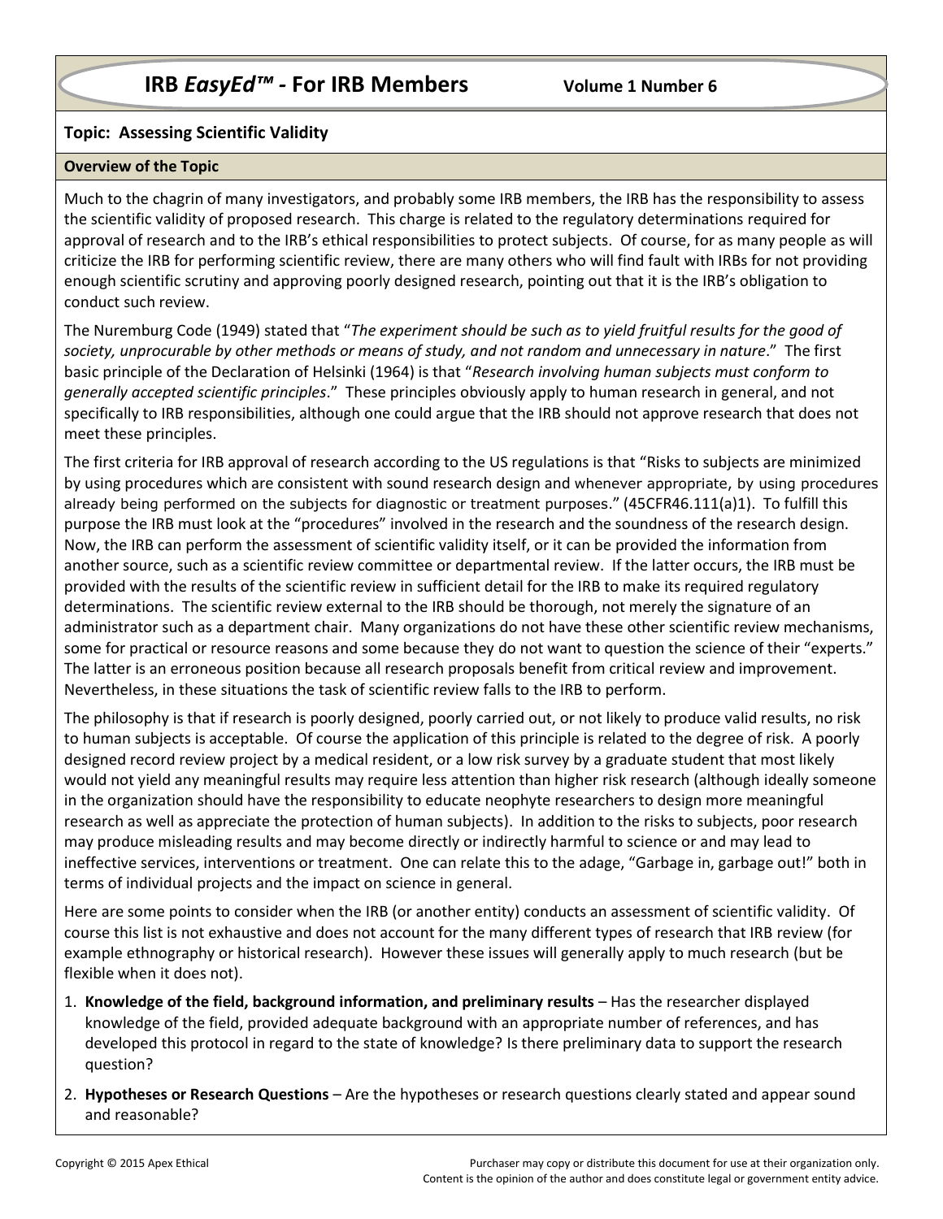# IRB *EasyEd™* - For IRB Members Volume 1 Number 6

**Topic: Assessing Scientific Validity**

**Overview of the Topic**

Much to the chagrin of many investigators, and probably some IRB members, the IRB has the responsibility to assess the scientific validity of proposed research. This charge is related to the regulatory determinations required for approval of research and to the IRB's ethical responsibilities to protect subjects. Of course, for as many people as will criticize the IRB for performing scientific review, there are many others who will find fault with IRBs for not providing enough scientific scrutiny and approving poorly designed research, pointing out that it is the IRB's obligation to conduct such review.

The Nuremburg Code (1949) stated that "*The experiment should be such as to yield fruitful results for the good of society, unprocurable by other methods or means of study, and not random and unnecessary in nature*." The first basic principle of the Declaration of Helsinki (1964) is that "*Research involving human subjects must conform to generally accepted scientific principles*." These principles obviously apply to human research in general, and not specifically to IRB responsibilities, although one could argue that the IRB should not approve research that does not meet these principles.

The first criteria for IRB approval of research according to the US regulations is that "Risks to subjects are minimized by using procedures which are consistent with sound research design and whenever appropriate, by using procedures already being performed on the subjects for diagnostic or treatment purposes." (45CFR46.111(a)1). To fulfill this purpose the IRB must look at the "procedures" involved in the research and the soundness of the research design. Now, the IRB can perform the assessment of scientific validity itself, or it can be provided the information from another source, such as a scientific review committee or departmental review. If the latter occurs, the IRB must be provided with the results of the scientific review in sufficient detail for the IRB to make its required regulatory determinations. The scientific review external to the IRB should be thorough, not merely the signature of an administrator such as a department chair. Many organizations do not have these other scientific review mechanisms, some for practical or resource reasons and some because they do not want to question the science of their "experts." The latter is an erroneous position because all research proposals benefit from critical review and improvement. Nevertheless, in these situations the task of scientific review falls to the IRB to perform.

The philosophy is that if research is poorly designed, poorly carried out, or not likely to produce valid results, no risk to human subjects is acceptable. Of course the application of this principle is related to the degree of risk. A poorly designed record review project by a medical resident, or a low risk survey by a graduate student that most likely would not yield any meaningful results may require less attention than higher risk research (although ideally someone in the organization should have the responsibility to educate neophyte researchers to design more meaningful research as well as appreciate the protection of human subjects). In addition to the risks to subjects, poor research may produce misleading results and may become directly or indirectly harmful to science or and may lead to ineffective services, interventions or treatment. One can relate this to the adage, "Garbage in, garbage out!" both in terms of individual projects and the impact on science in general.

Here are some points to consider when the IRB (or another entity) conducts an assessment of scientific validity. Of course this list is not exhaustive and does not account for the many different types of research that IRB review (for example ethnography or historical research). However these issues will generally apply to much research (but be flexible when it does not).

1. **Knowledge of the field, background information, and preliminary results** – Has the researcher displayed knowledge of the field, provided adequate background with an appropriate number of references, and has developed this protocol in regard to the state of knowledge? Is there preliminary data to support the research question?
2. **Hypotheses or Research Questions** – Are the hypotheses or research questions clearly stated and appear sound and reasonable?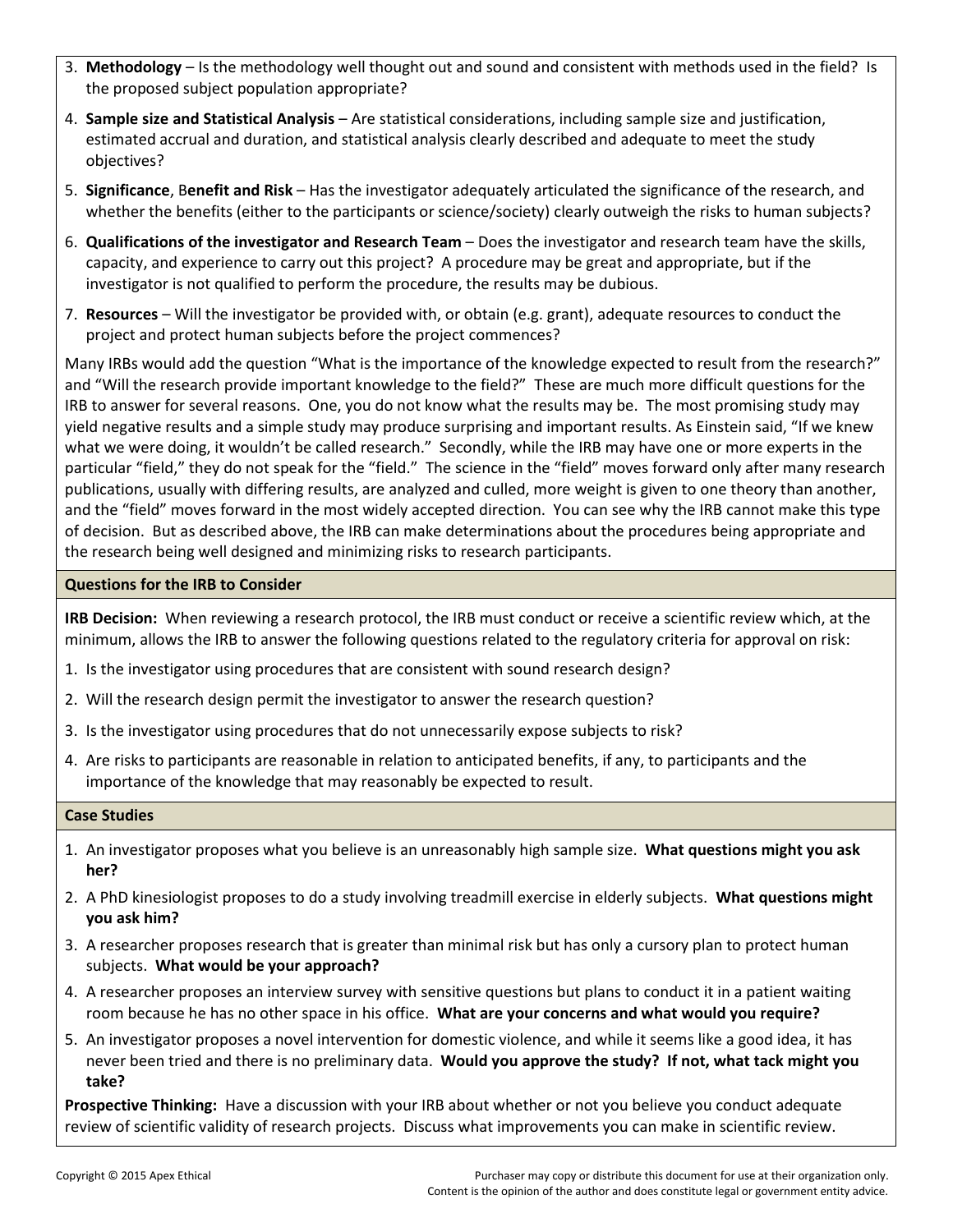3. **Methodology** – Is the methodology well thought out and sound and consistent with methods used in the field? Is the proposed subject population appropriate?
4. **Sample size and Statistical Analysis** – Are statistical considerations, including sample size and justification, estimated accrual and duration, and statistical analysis clearly described and adequate to meet the study objectives?
5. **Significance**, B**enefit and Risk** – Has the investigator adequately articulated the significance of the research, and whether the benefits (either to the participants or science/society) clearly outweigh the risks to human subjects?
6. **Qualifications of the investigator and Research Team** – Does the investigator and research team have the skills, capacity, and experience to carry out this project? A procedure may be great and appropriate, but if the investigator is not qualified to perform the procedure, the results may be dubious.
7. **Resources** – Will the investigator be provided with, or obtain (e.g. grant), adequate resources to conduct the project and protect human subjects before the project commences?

Many IRBs would add the question "What is the importance of the knowledge expected to result from the research?" and "Will the research provide important knowledge to the field?" These are much more difficult questions for the IRB to answer for several reasons. One, you do not know what the results may be. The most promising study may yield negative results and a simple study may produce surprising and important results. As Einstein said, "If we knew what we were doing, it wouldn't be called research." Secondly, while the IRB may have one or more experts in the particular "field," they do not speak for the "field." The science in the "field" moves forward only after many research publications, usually with differing results, are analyzed and culled, more weight is given to one theory than another, and the "field" moves forward in the most widely accepted direction. You can see why the IRB cannot make this type of decision. But as described above, the IRB can make determinations about the procedures being appropriate and the research being well designed and minimizing risks to research participants.

### Questions for the IRB to Consider

**IRB Decision:** When reviewing a research protocol, the IRB must conduct or receive a scientific review which, at the minimum, allows the IRB to answer the following questions related to the regulatory criteria for approval on risk:

1. Is the investigator using procedures that are consistent with sound research design?
2. Will the research design permit the investigator to answer the research question?
3. Is the investigator using procedures that do not unnecessarily expose subjects to risk?
4. Are risks to participants are reasonable in relation to anticipated benefits, if any, to participants and the importance of the knowledge that may reasonably be expected to result.

### Case Studies

1. An investigator proposes what you believe is an unreasonably high sample size. **What questions might you ask her?**
2. A PhD kinesiologist proposes to do a study involving treadmill exercise in elderly subjects. **What questions might you ask him?**
3. A researcher proposes research that is greater than minimal risk but has only a cursory plan to protect human subjects. **What would be your approach?**
4. A researcher proposes an interview survey with sensitive questions but plans to conduct it in a patient waiting room because he has no other space in his office. **What are your concerns and what would you require?**
5. An investigator proposes a novel intervention for domestic violence, and while it seems like a good idea, it has never been tried and there is no preliminary data. **Would you approve the study? If not, what tack might you take?**

**Prospective Thinking:** Have a discussion with your IRB about whether or not you believe you conduct adequate review of scientific validity of research projects. Discuss what improvements you can make in scientific review.

Copyright © 2015 Apex Ethical

Purchaser may copy or distribute this document for use at their organization only. Content is the opinion of the author and does constitute legal or government entity advice.